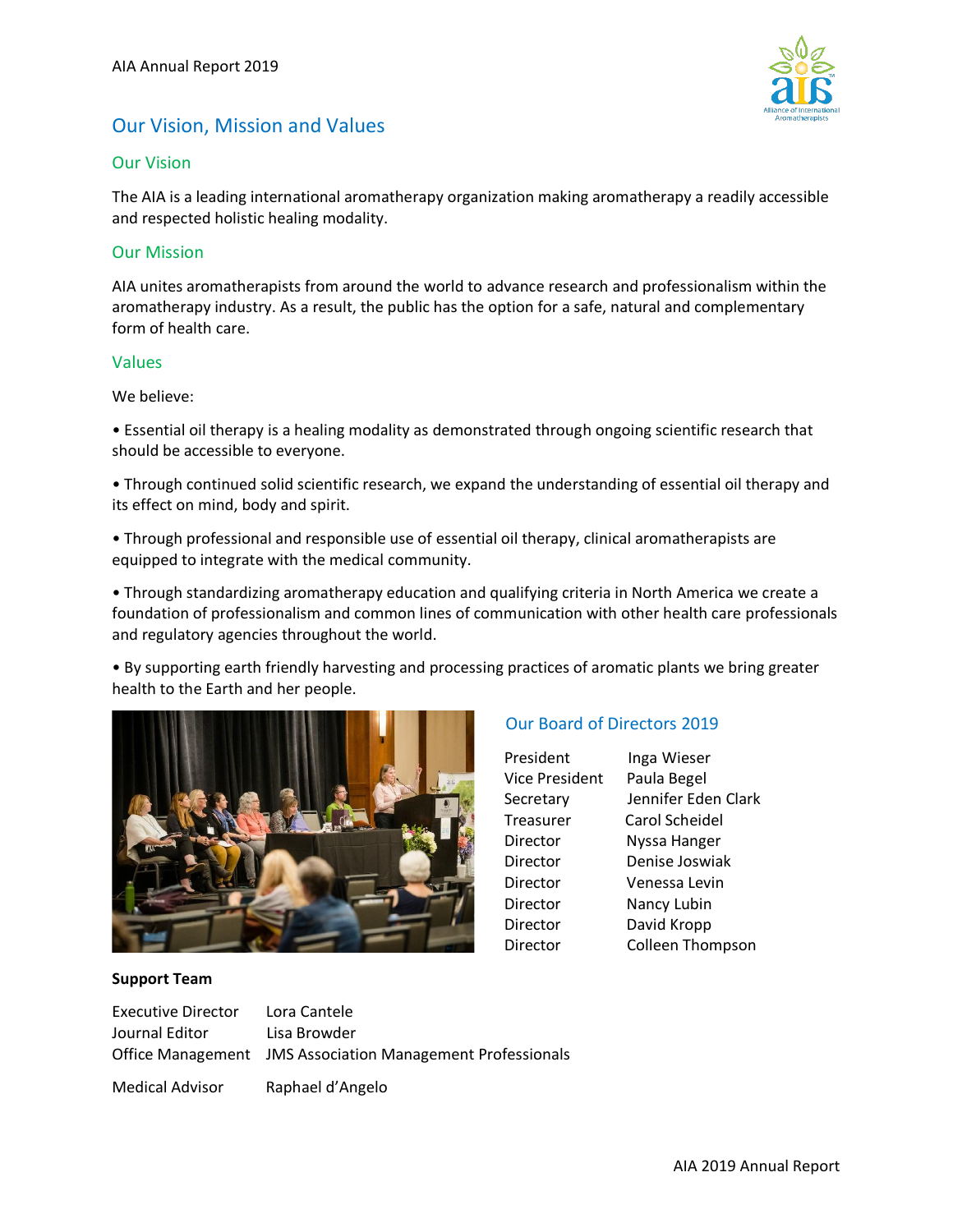# Our Vision, Mission and Values

## Our Vision

The AIA is a leading international aromatherapy organization making aromatherapy a readily accessible and respected holistic healing modality.

## Our Mission

AIA unites aromatherapists from around the world to advance research and professionalism within the aromatherapy industry. As a result, the public has the option for a safe, natural and complementary form of health care.

## Values

We believe:

• Essential oil therapy is a healing modality as demonstrated through ongoing scientific research that should be accessible to everyone.

• Through continued solid scientific research, we expand the understanding of essential oil therapy and its effect on mind, body and spirit.

• Through professional and responsible use of essential oil therapy, clinical aromatherapists are equipped to integrate with the medical community.

• Through standardizing aromatherapy education and qualifying criteria in North America we create a foundation of professionalism and common lines of communication with other health care professionals and regulatory agencies throughout the world.

• By supporting earth friendly harvesting and processing practices of aromatic plants we bring greater health to the Earth and her people.

## Our Board of Directors 2019

| | |
|---|---|
| President | Inga Wieser |
| Vice President | Paula Begel |
| Secretary | Jennifer Eden Clark |
| Treasurer | Carol Scheidel |
| Director | Nyssa Hanger |
| Director | Denise Joswiak |
| Director | Venessa Levin |
| Director | Nancy Lubin |
| Director | David Kropp |
| Director | Colleen Thompson |

**Support Team**

| | |
|---|---|
| Executive Director | Lora Cantele |
| Journal Editor | Lisa Browder |
| Office Management | JMS Association Management Professionals |
| Medical Advisor | Raphael d'Angelo |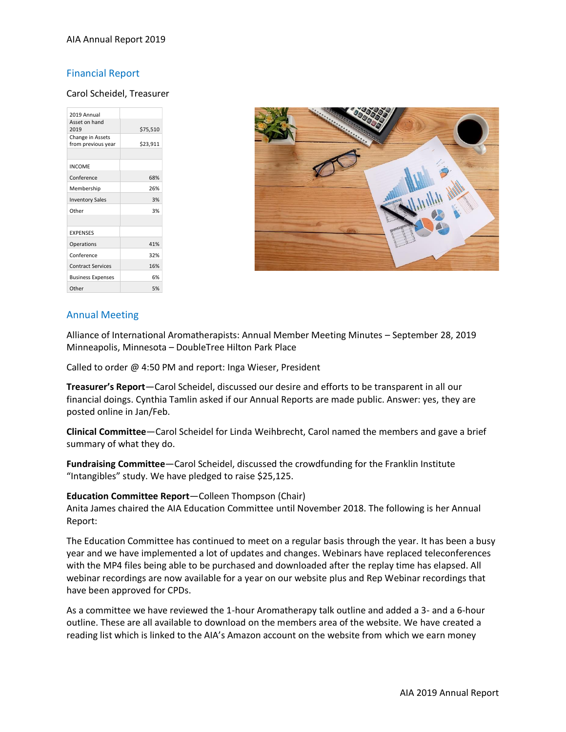## Financial Report

Carol Scheidel, Treasurer

| 2019 Annual | |
|---|---|
| Asset on hand 2019 | $75,510 |
| Change in Assets from previous year | $23,911 |
| | |
| INCOME | |
| Conference | 68% |
| Membership | 26% |
| Inventory Sales | 3% |
| Other | 3% |
| | |
| EXPENSES | |
| Operations | 41% |
| Conference | 32% |
| Contract Services | 16% |
| Business Expenses | 6% |
| Other | 5% |

## Annual Meeting

Alliance of International Aromatherapists: Annual Member Meeting Minutes – September 28, 2019
Minneapolis, Minnesota – DoubleTree Hilton Park Place

Called to order @ 4:50 PM and report: Inga Wieser, President

**Treasurer's Report**—Carol Scheidel, discussed our desire and efforts to be transparent in all our financial doings. Cynthia Tamlin asked if our Annual Reports are made public. Answer: yes, they are posted online in Jan/Feb.

**Clinical Committee**—Carol Scheidel for Linda Weihbrecht, Carol named the members and gave a brief summary of what they do.

**Fundraising Committee**—Carol Scheidel, discussed the crowdfunding for the Franklin Institute "Intangibles" study. We have pledged to raise $25,125.

**Education Committee Report**—Colleen Thompson (Chair)
Anita James chaired the AIA Education Committee until November 2018. The following is her Annual Report:

The Education Committee has continued to meet on a regular basis through the year. It has been a busy year and we have implemented a lot of updates and changes. Webinars have replaced teleconferences with the MP4 files being able to be purchased and downloaded after the replay time has elapsed. All webinar recordings are now available for a year on our website plus and Rep Webinar recordings that have been approved for CPDs.

As a committee we have reviewed the 1-hour Aromatherapy talk outline and added a 3- and a 6-hour outline. These are all available to download on the members area of the website. We have created a reading list which is linked to the AIA's Amazon account on the website from which we earn money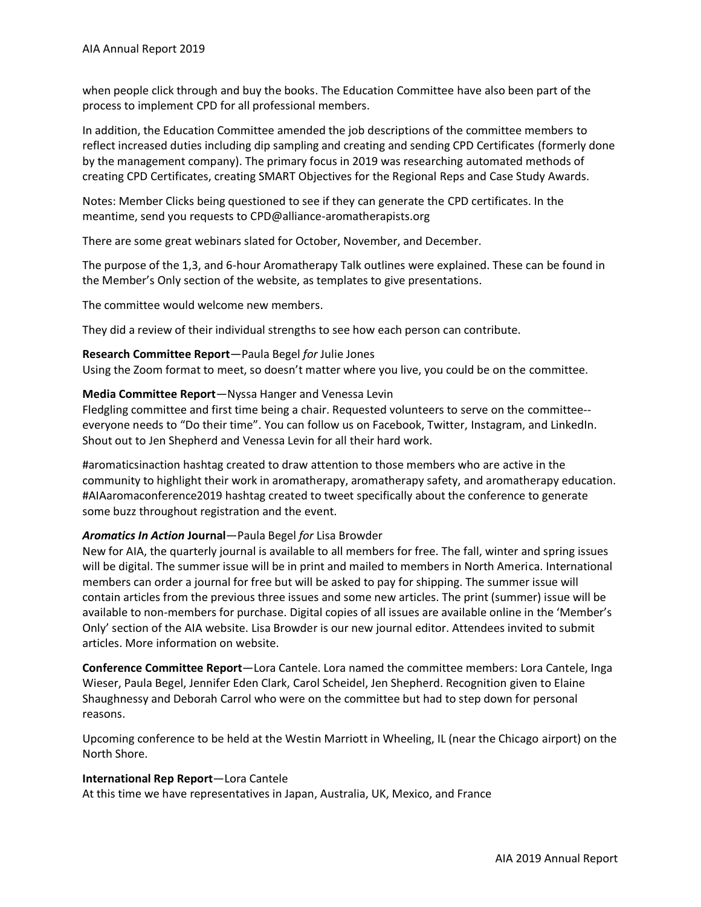when people click through and buy the books. The Education Committee have also been part of the process to implement CPD for all professional members.

In addition, the Education Committee amended the job descriptions of the committee members to reflect increased duties including dip sampling and creating and sending CPD Certificates (formerly done by the management company). The primary focus in 2019 was researching automated methods of creating CPD Certificates, creating SMART Objectives for the Regional Reps and Case Study Awards.

Notes: Member Clicks being questioned to see if they can generate the CPD certificates. In the meantime, send you requests to CPD@alliance-aromatherapists.org

There are some great webinars slated for October, November, and December.

The purpose of the 1,3, and 6-hour Aromatherapy Talk outlines were explained. These can be found in the Member's Only section of the website, as templates to give presentations.

The committee would welcome new members.

They did a review of their individual strengths to see how each person can contribute.

**Research Committee Report**—Paula Begel *for* Julie Jones
Using the Zoom format to meet, so doesn't matter where you live, you could be on the committee.

**Media Committee Report**—Nyssa Hanger and Venessa Levin
Fledgling committee and first time being a chair. Requested volunteers to serve on the committee--everyone needs to "Do their time". You can follow us on Facebook, Twitter, Instagram, and LinkedIn. Shout out to Jen Shepherd and Venessa Levin for all their hard work.

#aromaticsinaction hashtag created to draw attention to those members who are active in the community to highlight their work in aromatherapy, aromatherapy safety, and aromatherapy education. #AIAaromaconference2019 hashtag created to tweet specifically about the conference to generate some buzz throughout registration and the event.

***Aromatics In Action* Journal**—Paula Begel *for* Lisa Browder
New for AIA, the quarterly journal is available to all members for free. The fall, winter and spring issues will be digital. The summer issue will be in print and mailed to members in North America. International members can order a journal for free but will be asked to pay for shipping. The summer issue will contain articles from the previous three issues and some new articles. The print (summer) issue will be available to non-members for purchase. Digital copies of all issues are available online in the 'Member's Only' section of the AIA website. Lisa Browder is our new journal editor. Attendees invited to submit articles. More information on website.

**Conference Committee Report**—Lora Cantele. Lora named the committee members: Lora Cantele, Inga Wieser, Paula Begel, Jennifer Eden Clark, Carol Scheidel, Jen Shepherd. Recognition given to Elaine Shaughnessy and Deborah Carrol who were on the committee but had to step down for personal reasons.

Upcoming conference to be held at the Westin Marriott in Wheeling, IL (near the Chicago airport) on the North Shore.

**International Rep Report**—Lora Cantele
At this time we have representatives in Japan, Australia, UK, Mexico, and France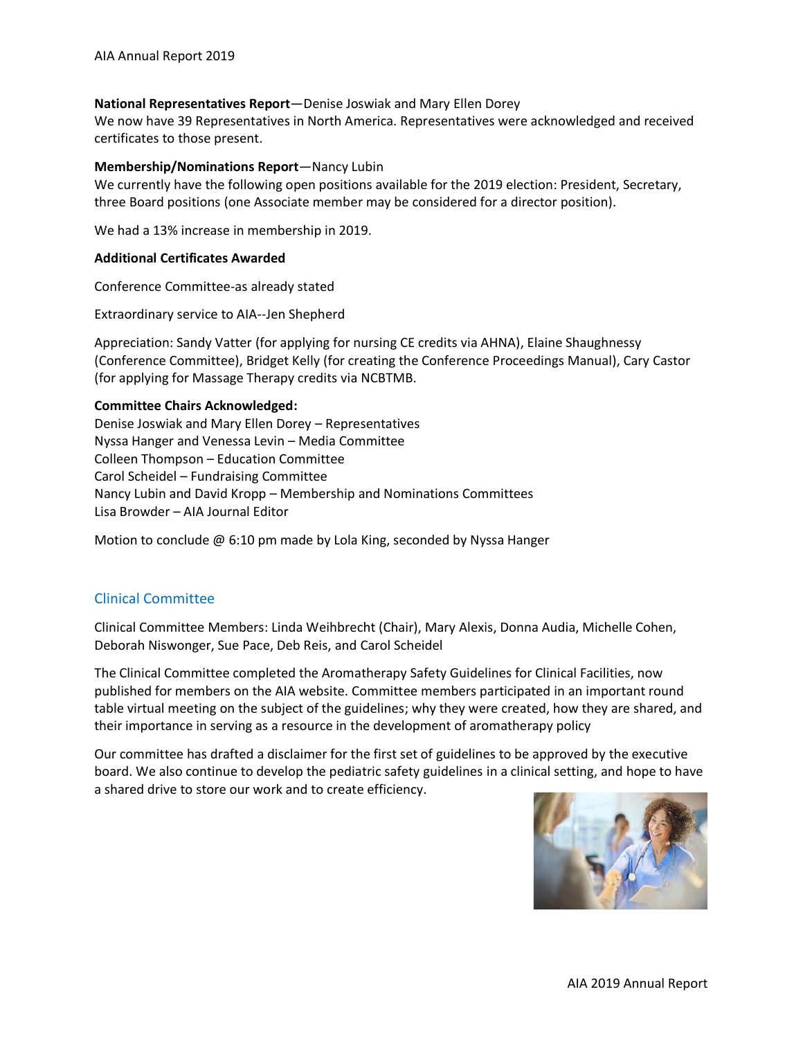**National Representatives Report**—Denise Joswiak and Mary Ellen Dorey
We now have 39 Representatives in North America. Representatives were acknowledged and received certificates to those present.

**Membership/Nominations Report**—Nancy Lubin
We currently have the following open positions available for the 2019 election: President, Secretary, three Board positions (one Associate member may be considered for a director position).

We had a 13% increase in membership in 2019.

**Additional Certificates Awarded**

Conference Committee-as already stated

Extraordinary service to AIA--Jen Shepherd

Appreciation: Sandy Vatter (for applying for nursing CE credits via AHNA), Elaine Shaughnessy (Conference Committee), Bridget Kelly (for creating the Conference Proceedings Manual), Cary Castor (for applying for Massage Therapy credits via NCBTMB.

**Committee Chairs Acknowledged:**
Denise Joswiak and Mary Ellen Dorey – Representatives
Nyssa Hanger and Venessa Levin – Media Committee
Colleen Thompson – Education Committee
Carol Scheidel – Fundraising Committee
Nancy Lubin and David Kropp – Membership and Nominations Committees
Lisa Browder – AIA Journal Editor

Motion to conclude @ 6:10 pm made by Lola King, seconded by Nyssa Hanger

## Clinical Committee

Clinical Committee Members: Linda Weihbrecht (Chair), Mary Alexis, Donna Audia, Michelle Cohen, Deborah Niswonger, Sue Pace, Deb Reis, and Carol Scheidel

The Clinical Committee completed the Aromatherapy Safety Guidelines for Clinical Facilities, now published for members on the AIA website. Committee members participated in an important round table virtual meeting on the subject of the guidelines; why they were created, how they are shared, and their importance in serving as a resource in the development of aromatherapy policy

Our committee has drafted a disclaimer for the first set of guidelines to be approved by the executive board. We also continue to develop the pediatric safety guidelines in a clinical setting, and hope to have a shared drive to store our work and to create efficiency.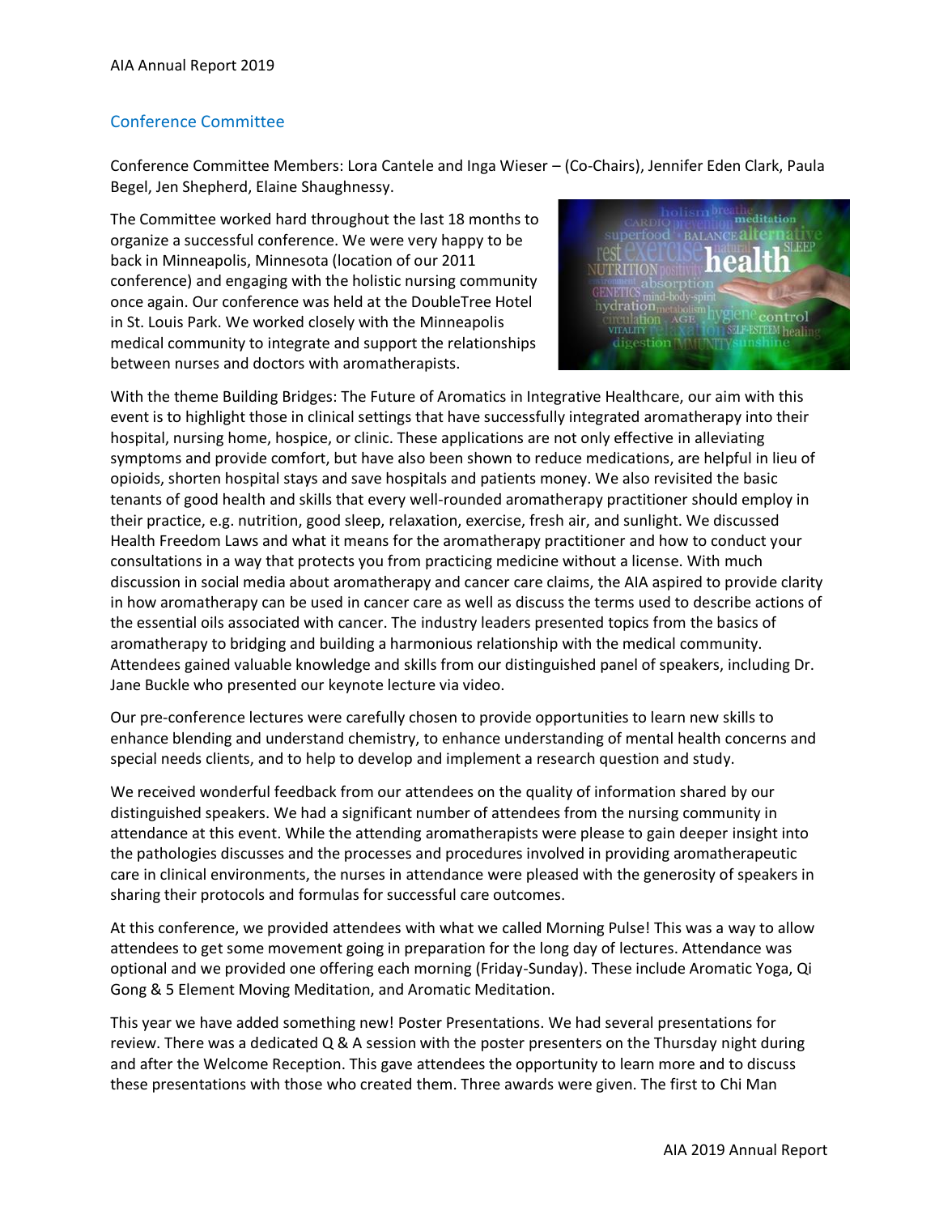## Conference Committee

Conference Committee Members: Lora Cantele and Inga Wieser – (Co-Chairs), Jennifer Eden Clark, Paula Begel, Jen Shepherd, Elaine Shaughnessy.

The Committee worked hard throughout the last 18 months to organize a successful conference. We were very happy to be back in Minneapolis, Minnesota (location of our 2011 conference) and engaging with the holistic nursing community once again. Our conference was held at the DoubleTree Hotel in St. Louis Park. We worked closely with the Minneapolis medical community to integrate and support the relationships between nurses and doctors with aromatherapists.

With the theme Building Bridges: The Future of Aromatics in Integrative Healthcare, our aim with this event is to highlight those in clinical settings that have successfully integrated aromatherapy into their hospital, nursing home, hospice, or clinic. These applications are not only effective in alleviating symptoms and provide comfort, but have also been shown to reduce medications, are helpful in lieu of opioids, shorten hospital stays and save hospitals and patients money. We also revisited the basic tenants of good health and skills that every well-rounded aromatherapy practitioner should employ in their practice, e.g. nutrition, good sleep, relaxation, exercise, fresh air, and sunlight. We discussed Health Freedom Laws and what it means for the aromatherapy practitioner and how to conduct your consultations in a way that protects you from practicing medicine without a license. With much discussion in social media about aromatherapy and cancer care claims, the AIA aspired to provide clarity in how aromatherapy can be used in cancer care as well as discuss the terms used to describe actions of the essential oils associated with cancer. The industry leaders presented topics from the basics of aromatherapy to bridging and building a harmonious relationship with the medical community. Attendees gained valuable knowledge and skills from our distinguished panel of speakers, including Dr. Jane Buckle who presented our keynote lecture via video.

Our pre-conference lectures were carefully chosen to provide opportunities to learn new skills to enhance blending and understand chemistry, to enhance understanding of mental health concerns and special needs clients, and to help to develop and implement a research question and study.

We received wonderful feedback from our attendees on the quality of information shared by our distinguished speakers. We had a significant number of attendees from the nursing community in attendance at this event. While the attending aromatherapists were please to gain deeper insight into the pathologies discusses and the processes and procedures involved in providing aromatherapeutic care in clinical environments, the nurses in attendance were pleased with the generosity of speakers in sharing their protocols and formulas for successful care outcomes.

At this conference, we provided attendees with what we called Morning Pulse! This was a way to allow attendees to get some movement going in preparation for the long day of lectures. Attendance was optional and we provided one offering each morning (Friday-Sunday). These include Aromatic Yoga, Qi Gong & 5 Element Moving Meditation, and Aromatic Meditation.

This year we have added something new! Poster Presentations. We had several presentations for review. There was a dedicated Q & A session with the poster presenters on the Thursday night during and after the Welcome Reception. This gave attendees the opportunity to learn more and to discuss these presentations with those who created them. Three awards were given. The first to Chi Man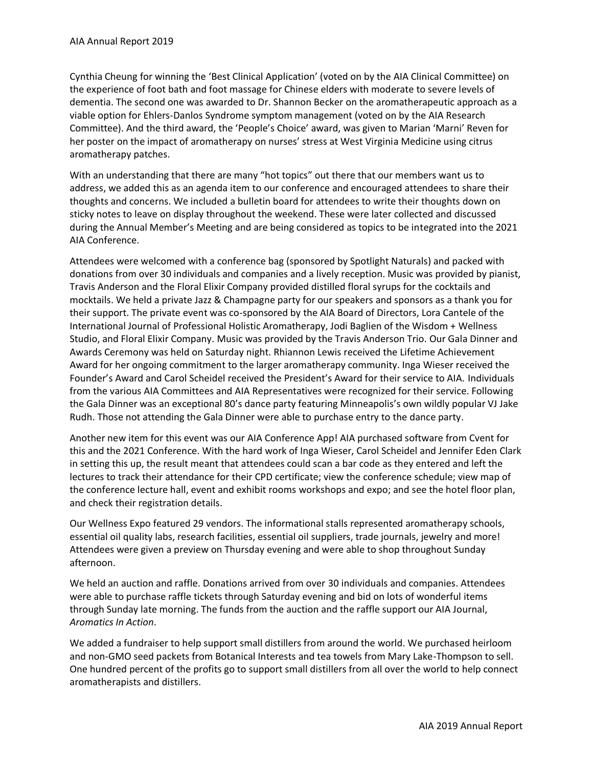Cynthia Cheung for winning the 'Best Clinical Application' (voted on by the AIA Clinical Committee) on the experience of foot bath and foot massage for Chinese elders with moderate to severe levels of dementia. The second one was awarded to Dr. Shannon Becker on the aromatherapeutic approach as a viable option for Ehlers-Danlos Syndrome symptom management (voted on by the AIA Research Committee). And the third award, the 'People's Choice' award, was given to Marian 'Marni' Reven for her poster on the impact of aromatherapy on nurses' stress at West Virginia Medicine using citrus aromatherapy patches.

With an understanding that there are many "hot topics" out there that our members want us to address, we added this as an agenda item to our conference and encouraged attendees to share their thoughts and concerns. We included a bulletin board for attendees to write their thoughts down on sticky notes to leave on display throughout the weekend. These were later collected and discussed during the Annual Member's Meeting and are being considered as topics to be integrated into the 2021 AIA Conference.

Attendees were welcomed with a conference bag (sponsored by Spotlight Naturals) and packed with donations from over 30 individuals and companies and a lively reception. Music was provided by pianist, Travis Anderson and the Floral Elixir Company provided distilled floral syrups for the cocktails and mocktails. We held a private Jazz & Champagne party for our speakers and sponsors as a thank you for their support. The private event was co-sponsored by the AIA Board of Directors, Lora Cantele of the International Journal of Professional Holistic Aromatherapy, Jodi Baglien of the Wisdom + Wellness Studio, and Floral Elixir Company. Music was provided by the Travis Anderson Trio. Our Gala Dinner and Awards Ceremony was held on Saturday night. Rhiannon Lewis received the Lifetime Achievement Award for her ongoing commitment to the larger aromatherapy community. Inga Wieser received the Founder's Award and Carol Scheidel received the President's Award for their service to AIA. Individuals from the various AIA Committees and AIA Representatives were recognized for their service. Following the Gala Dinner was an exceptional 80's dance party featuring Minneapolis's own wildly popular VJ Jake Rudh. Those not attending the Gala Dinner were able to purchase entry to the dance party.

Another new item for this event was our AIA Conference App! AIA purchased software from Cvent for this and the 2021 Conference. With the hard work of Inga Wieser, Carol Scheidel and Jennifer Eden Clark in setting this up, the result meant that attendees could scan a bar code as they entered and left the lectures to track their attendance for their CPD certificate; view the conference schedule; view map of the conference lecture hall, event and exhibit rooms workshops and expo; and see the hotel floor plan, and check their registration details.

Our Wellness Expo featured 29 vendors. The informational stalls represented aromatherapy schools, essential oil quality labs, research facilities, essential oil suppliers, trade journals, jewelry and more! Attendees were given a preview on Thursday evening and were able to shop throughout Sunday afternoon.

We held an auction and raffle. Donations arrived from over 30 individuals and companies. Attendees were able to purchase raffle tickets through Saturday evening and bid on lots of wonderful items through Sunday late morning. The funds from the auction and the raffle support our AIA Journal, *Aromatics In Action*.

We added a fundraiser to help support small distillers from around the world. We purchased heirloom and non-GMO seed packets from Botanical Interests and tea towels from Mary Lake-Thompson to sell. One hundred percent of the profits go to support small distillers from all over the world to help connect aromatherapists and distillers.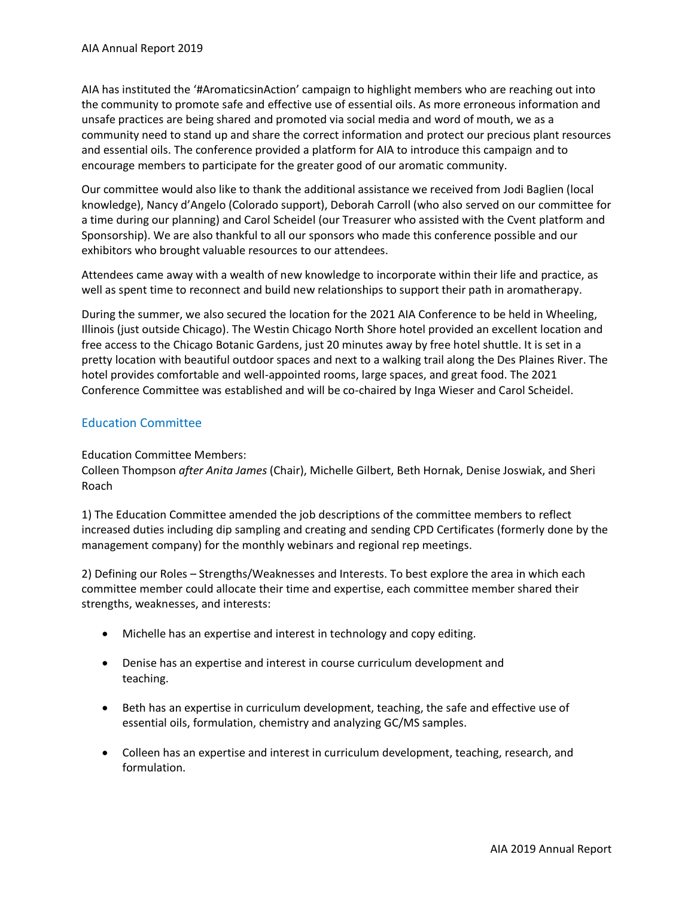AIA has instituted the '#AromaticsinAction' campaign to highlight members who are reaching out into the community to promote safe and effective use of essential oils. As more erroneous information and unsafe practices are being shared and promoted via social media and word of mouth, we as a community need to stand up and share the correct information and protect our precious plant resources and essential oils. The conference provided a platform for AIA to introduce this campaign and to encourage members to participate for the greater good of our aromatic community.

Our committee would also like to thank the additional assistance we received from Jodi Baglien (local knowledge), Nancy d'Angelo (Colorado support), Deborah Carroll (who also served on our committee for a time during our planning) and Carol Scheidel (our Treasurer who assisted with the Cvent platform and Sponsorship). We are also thankful to all our sponsors who made this conference possible and our exhibitors who brought valuable resources to our attendees.

Attendees came away with a wealth of new knowledge to incorporate within their life and practice, as well as spent time to reconnect and build new relationships to support their path in aromatherapy.

During the summer, we also secured the location for the 2021 AIA Conference to be held in Wheeling, Illinois (just outside Chicago). The Westin Chicago North Shore hotel provided an excellent location and free access to the Chicago Botanic Gardens, just 20 minutes away by free hotel shuttle. It is set in a pretty location with beautiful outdoor spaces and next to a walking trail along the Des Plaines River. The hotel provides comfortable and well-appointed rooms, large spaces, and great food. The 2021 Conference Committee was established and will be co-chaired by Inga Wieser and Carol Scheidel.

## Education Committee

Education Committee Members:
Colleen Thompson *after Anita James* (Chair), Michelle Gilbert, Beth Hornak, Denise Joswiak, and Sheri Roach

1) The Education Committee amended the job descriptions of the committee members to reflect increased duties including dip sampling and creating and sending CPD Certificates (formerly done by the management company) for the monthly webinars and regional rep meetings.

2) Defining our Roles – Strengths/Weaknesses and Interests. To best explore the area in which each committee member could allocate their time and expertise, each committee member shared their strengths, weaknesses, and interests:

- Michelle has an expertise and interest in technology and copy editing.
- Denise has an expertise and interest in course curriculum development and teaching.
- Beth has an expertise in curriculum development, teaching, the safe and effective use of essential oils, formulation, chemistry and analyzing GC/MS samples.
- Colleen has an expertise and interest in curriculum development, teaching, research, and formulation.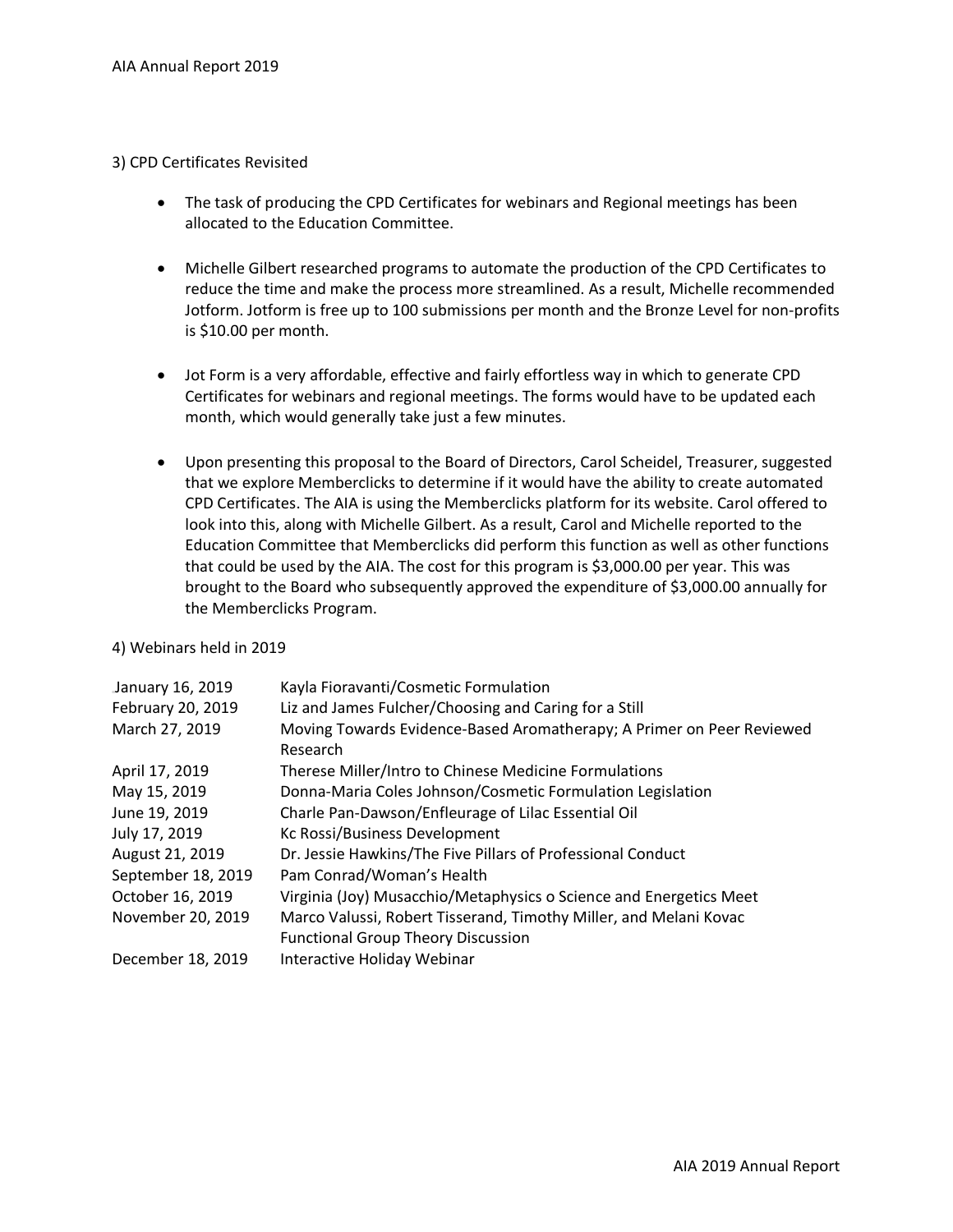3) CPD Certificates Revisited

- The task of producing the CPD Certificates for webinars and Regional meetings has been allocated to the Education Committee.
- Michelle Gilbert researched programs to automate the production of the CPD Certificates to reduce the time and make the process more streamlined. As a result, Michelle recommended Jotform. Jotform is free up to 100 submissions per month and the Bronze Level for non-profits is $10.00 per month.
- Jot Form is a very affordable, effective and fairly effortless way in which to generate CPD Certificates for webinars and regional meetings. The forms would have to be updated each month, which would generally take just a few minutes.
- Upon presenting this proposal to the Board of Directors, Carol Scheidel, Treasurer, suggested that we explore Memberclicks to determine if it would have the ability to create automated CPD Certificates. The AIA is using the Memberclicks platform for its website. Carol offered to look into this, along with Michelle Gilbert. As a result, Carol and Michelle reported to the Education Committee that Memberclicks did perform this function as well as other functions that could be used by the AIA. The cost for this program is $3,000.00 per year. This was brought to the Board who subsequently approved the expenditure of $3,000.00 annually for the Memberclicks Program.

4) Webinars held in 2019

| | |
|---|---|
| January 16, 2019 | Kayla Fioravanti/Cosmetic Formulation |
| February 20, 2019 | Liz and James Fulcher/Choosing and Caring for a Still |
| March 27, 2019 | Moving Towards Evidence-Based Aromatherapy; A Primer on Peer Reviewed Research |
| April 17, 2019 | Therese Miller/Intro to Chinese Medicine Formulations |
| May 15, 2019 | Donna-Maria Coles Johnson/Cosmetic Formulation Legislation |
| June 19, 2019 | Charle Pan-Dawson/Enfleurage of Lilac Essential Oil |
| July 17, 2019 | Kc Rossi/Business Development |
| August 21, 2019 | Dr. Jessie Hawkins/The Five Pillars of Professional Conduct |
| September 18, 2019 | Pam Conrad/Woman's Health |
| October 16, 2019 | Virginia (Joy) Musacchio/Metaphysics o Science and Energetics Meet |
| November 20, 2019 | Marco Valussi, Robert Tisserand, Timothy Miller, and Melani Kovac Functional Group Theory Discussion |
| December 18, 2019 | Interactive Holiday Webinar |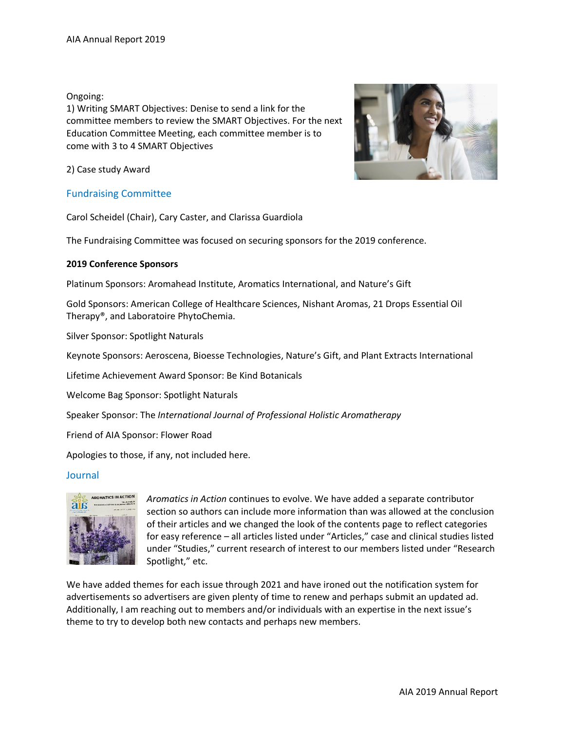Ongoing:

1) Writing SMART Objectives: Denise to send a link for the committee members to review the SMART Objectives. For the next Education Committee Meeting, each committee member is to come with 3 to 4 SMART Objectives

2) Case study Award

## Fundraising Committee

Carol Scheidel (Chair), Cary Caster, and Clarissa Guardiola

The Fundraising Committee was focused on securing sponsors for the 2019 conference.

**2019 Conference Sponsors**

Platinum Sponsors: Aromahead Institute, Aromatics International, and Nature's Gift

Gold Sponsors: American College of Healthcare Sciences, Nishant Aromas, 21 Drops Essential Oil Therapy®, and Laboratoire PhytoChemia.

Silver Sponsor: Spotlight Naturals

Keynote Sponsors: Aeroscena, Bioesse Technologies, Nature's Gift, and Plant Extracts International

Lifetime Achievement Award Sponsor: Be Kind Botanicals

Welcome Bag Sponsor: Spotlight Naturals

Speaker Sponsor: The *International Journal of Professional Holistic Aromatherapy*

Friend of AIA Sponsor: Flower Road

Apologies to those, if any, not included here.

## Journal

*Aromatics in Action* continues to evolve. We have added a separate contributor section so authors can include more information than was allowed at the conclusion of their articles and we changed the look of the contents page to reflect categories for easy reference – all articles listed under "Articles," case and clinical studies listed under "Studies," current research of interest to our members listed under "Research Spotlight," etc.

We have added themes for each issue through 2021 and have ironed out the notification system for advertisements so advertisers are given plenty of time to renew and perhaps submit an updated ad. Additionally, I am reaching out to members and/or individuals with an expertise in the next issue's theme to try to develop both new contacts and perhaps new members.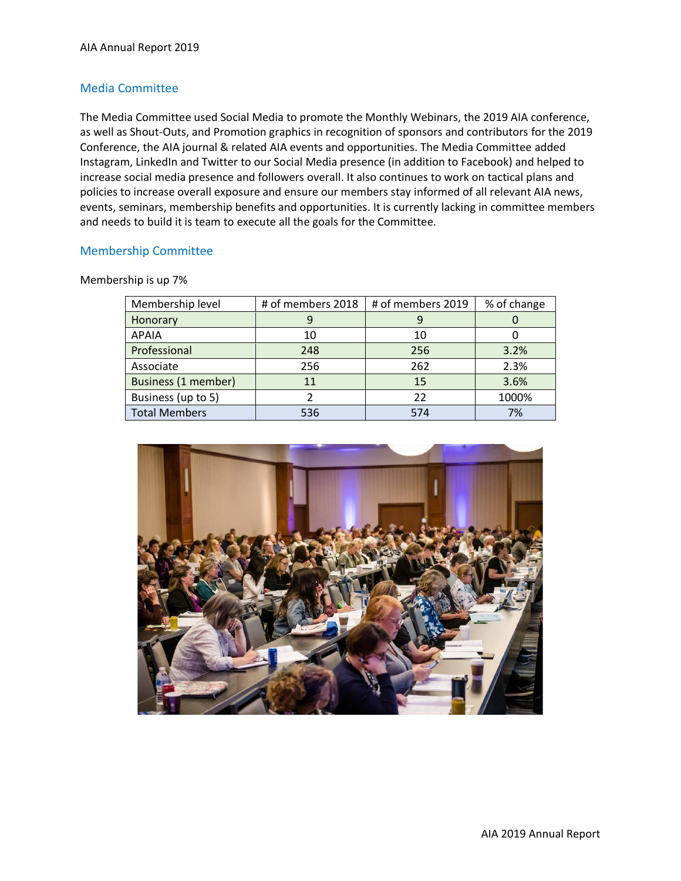## Media Committee

The Media Committee used Social Media to promote the Monthly Webinars, the 2019 AIA conference, as well as Shout-Outs, and Promotion graphics in recognition of sponsors and contributors for the 2019 Conference, the AIA journal & related AIA events and opportunities. The Media Committee added Instagram, LinkedIn and Twitter to our Social Media presence (in addition to Facebook) and helped to increase social media presence and followers overall. It also continues to work on tactical plans and policies to increase overall exposure and ensure our members stay informed of all relevant AIA news, events, seminars, membership benefits and opportunities. It is currently lacking in committee members and needs to build it is team to execute all the goals for the Committee.

## Membership Committee

Membership is up 7%

| Membership level | # of members 2018 | # of members 2019 | % of change |
|---|---|---|---|
| Honorary | 9 | 9 | 0 |
| APAIA | 10 | 10 | 0 |
| Professional | 248 | 256 | 3.2% |
| Associate | 256 | 262 | 2.3% |
| Business (1 member) | 11 | 15 | 3.6% |
| Business (up to 5) | 2 | 22 | 1000% |
| Total Members | 536 | 574 | 7% |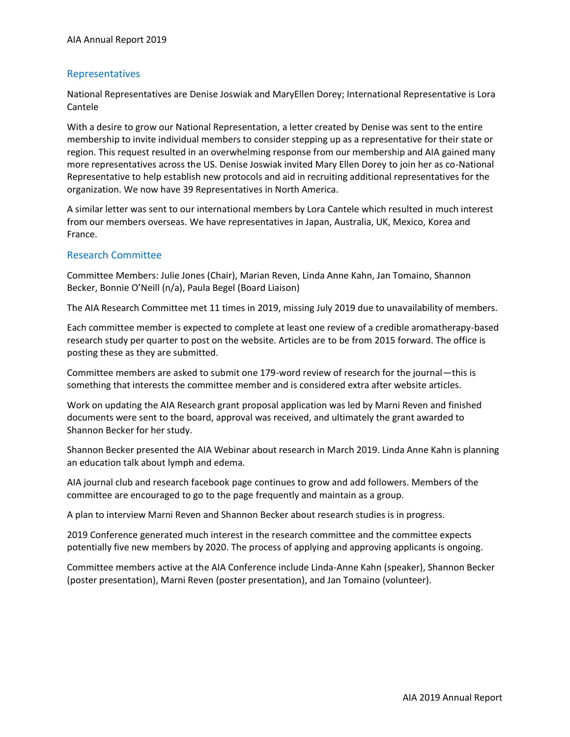## Representatives

National Representatives are Denise Joswiak and MaryEllen Dorey; International Representative is Lora Cantele

With a desire to grow our National Representation, a letter created by Denise was sent to the entire membership to invite individual members to consider stepping up as a representative for their state or region. This request resulted in an overwhelming response from our membership and AIA gained many more representatives across the US. Denise Joswiak invited Mary Ellen Dorey to join her as co-National Representative to help establish new protocols and aid in recruiting additional representatives for the organization. We now have 39 Representatives in North America.

A similar letter was sent to our international members by Lora Cantele which resulted in much interest from our members overseas. We have representatives in Japan, Australia, UK, Mexico, Korea and France.

## Research Committee

Committee Members: Julie Jones (Chair), Marian Reven, Linda Anne Kahn, Jan Tomaino, Shannon Becker, Bonnie O'Neill (n/a), Paula Begel (Board Liaison)

The AIA Research Committee met 11 times in 2019, missing July 2019 due to unavailability of members.

Each committee member is expected to complete at least one review of a credible aromatherapy-based research study per quarter to post on the website. Articles are to be from 2015 forward. The office is posting these as they are submitted.

Committee members are asked to submit one 179-word review of research for the journal—this is something that interests the committee member and is considered extra after website articles.

Work on updating the AIA Research grant proposal application was led by Marni Reven and finished documents were sent to the board, approval was received, and ultimately the grant awarded to Shannon Becker for her study.

Shannon Becker presented the AIA Webinar about research in March 2019. Linda Anne Kahn is planning an education talk about lymph and edema.

AIA journal club and research facebook page continues to grow and add followers. Members of the committee are encouraged to go to the page frequently and maintain as a group.

A plan to interview Marni Reven and Shannon Becker about research studies is in progress.

2019 Conference generated much interest in the research committee and the committee expects potentially five new members by 2020. The process of applying and approving applicants is ongoing.

Committee members active at the AIA Conference include Linda-Anne Kahn (speaker), Shannon Becker (poster presentation), Marni Reven (poster presentation), and Jan Tomaino (volunteer).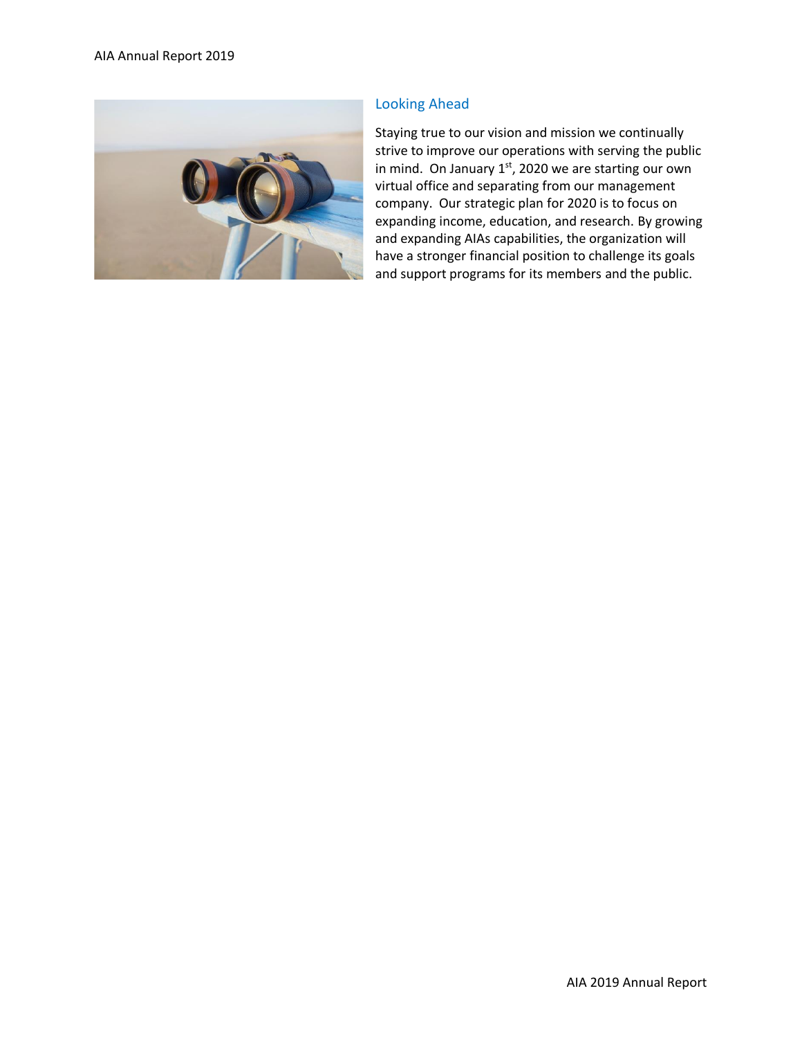## Looking Ahead

Staying true to our vision and mission we continually strive to improve our operations with serving the public in mind. On January 1st, 2020 we are starting our own virtual office and separating from our management company. Our strategic plan for 2020 is to focus on expanding income, education, and research. By growing and expanding AIAs capabilities, the organization will have a stronger financial position to challenge its goals and support programs for its members and the public.